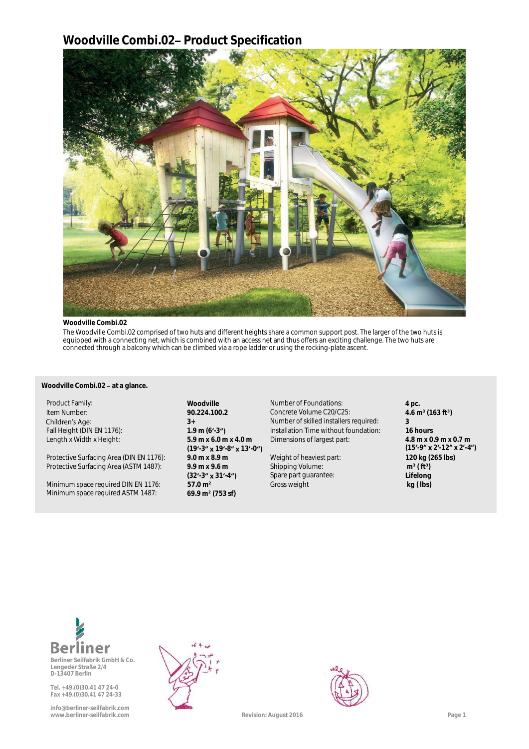# Woodville Combi.02– Product Specification

**Woodville Combi.02**

The Woodville Combi.02 comprised of two huts and different heights share a common support post. The larger of the two huts is equipped with a connecting net, which is combined with an access net and thus offers an exciting challenge. The two huts are connected through a balcony which can be climbed via a rope ladder or using the rocking-plate ascent.

**Woodville Combi.02 – at a glance.**

| | | | |
|---|---|---|---|
| Product Family: | **Woodville** | Number of Foundations: | **4 pc.** |
| Item Number: | **90.224.100.2** | Concrete Volume C20/C25: | **4.6 m³ (163 ft³)** |
| Children's Age: | **3+** | Number of skilled installers required: | **3** |
| Fall Height (DIN EN 1176): | **1.9 m (6'-3")** | Installation Time without foundation: | **16 hours** |
| Length x Width x Height: | **5.9 m x 6.0 m x 4.0 m (19'-3" x 19'-8" x 13'-0")** | Dimensions of largest part: | **4.8 m x 0.9 m x 0.7 m (15'-9" x 2'-12" x 2'-4")** |
| Protective Surfacing Area (DIN EN 1176): | **9.0 m x 8.9 m** | Weight of heaviest part: | **120 kg (265 lbs)** |
| Protective Surfacing Area (ASTM 1487): | **9.9 m x 9.6 m (32'-3" x 31'-4")** | Shipping Volume: | **m³ (ft³)** |
| Minimum space required DIN EN 1176: | **57.0 m²** | Spare part guarantee: | **Lifelong** |
| Minimum space required ASTM 1487: | **69.9 m² (753 sf)** | Gross weight | **kg (lbs)** |

Berliner Seilfabrik GmbH & Co.
Lengeder Straße 2/4
D-13407 Berlin

Tel. +49.(0)30.41 47 24-0
Fax +49.(0)30.41 47 24-33

info@berliner-seilfabrik.com
www.berliner-seilfabrik.com

Revision: August 2016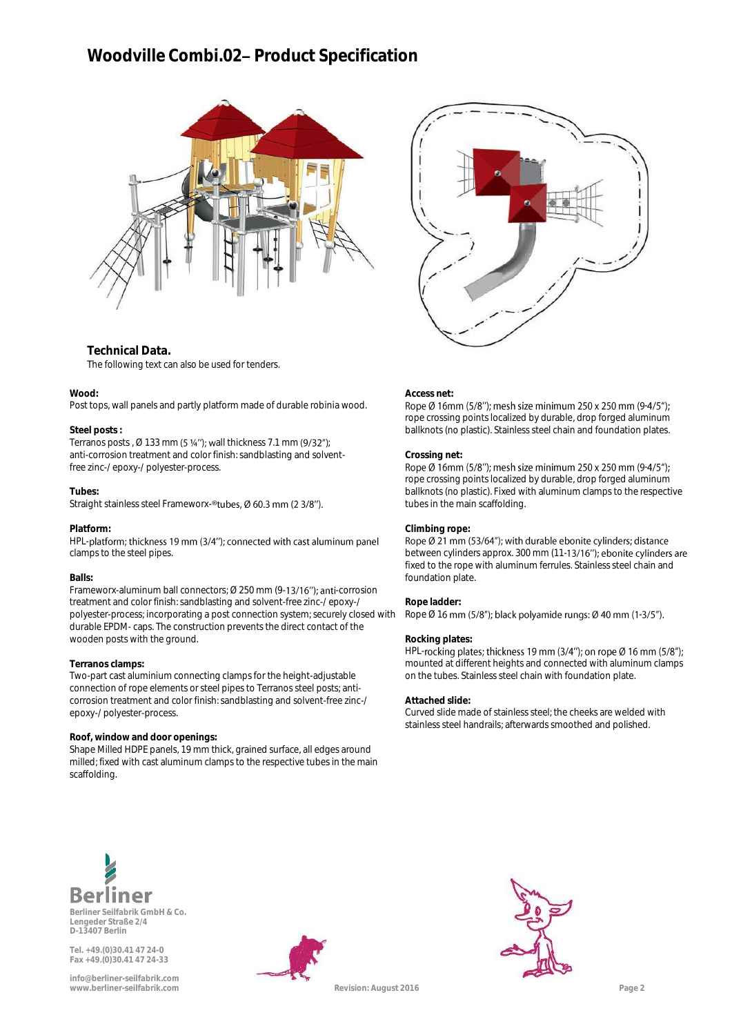# Woodville Combi.02– Product Specification

### Technical Data.

The following text can also be used for tenders.

**Wood:**
Post tops, wall panels and partly platform made of durable robinia wood.

**Steel posts :**
Terranos posts , Ø 133 mm (5 ¼''); wall thickness 7.1 mm (9/32"); anti-corrosion treatment and color finish: sandblasting and solvent-free zinc-/ epoxy-/ polyester-process.

**Tubes:**
Straight stainless steel Frameworx-®tubes, Ø 60.3 mm (2 3/8'').

**Platform:**
HPL-platform; thickness 19 mm (3/4''); connected with cast aluminum panel clamps to the steel pipes.

**Balls:**
Frameworx-aluminum ball connectors; Ø 250 mm (9-13/16''); anti-corrosion treatment and color finish: sandblasting and solvent-free zinc-/ epoxy-/ polyester-process; incorporating a post connection system; securely closed with durable EPDM- caps. The construction prevents the direct contact of the wooden posts with the ground.

**Terranos clamps:**
Two-part cast aluminium connecting clamps for the height-adjustable connection of rope elements or steel pipes to Terranos steel posts; anti-corrosion treatment and color finish: sandblasting and solvent-free zinc-/ epoxy-/ polyester-process.

**Roof, window and door openings:**
Shape Milled HDPE panels, 19 mm thick, grained surface, all edges around milled; fixed with cast aluminum clamps to the respective tubes in the main scaffolding.

**Access net:**
Rope Ø 16mm (5/8''); mesh size minimum 250 x 250 mm (9-4/5"); rope crossing points localized by durable, drop forged aluminum ballknots (no plastic). Stainless steel chain and foundation plates.

**Crossing net:**
Rope Ø 16mm (5/8''); mesh size minimum 250 x 250 mm (9-4/5"); rope crossing points localized by durable, drop forged aluminum ballknots (no plastic). Fixed with aluminum clamps to the respective tubes in the main scaffolding.

**Climbing rope:**
Rope Ø 21 mm (53/64"); with durable ebonite cylinders; distance between cylinders approx. 300 mm (11-13/16"); ebonite cylinders are fixed to the rope with aluminum ferrules. Stainless steel chain and foundation plate.

**Rope ladder:**
Rope Ø 16 mm (5/8"); black polyamide rungs: Ø 40 mm (1-3/5").

**Rocking plates:**
HPL-rocking plates; thickness 19 mm (3/4''); on rope Ø 16 mm (5/8"); mounted at different heights and connected with aluminum clamps on the tubes. Stainless steel chain with foundation plate.

**Attached slide:**
Curved slide made of stainless steel; the cheeks are welded with stainless steel handrails; afterwards smoothed and polished.

Berliner Seilfabrik GmbH & Co.
Lengeder Straße 2/4
D-13407 Berlin

Tel. +49.(0)30.41 47 24-0
Fax +49.(0)30.41 47 24-33

info@berliner-seilfabrik.com
www.berliner-seilfabrik.com

Revision: August 2016